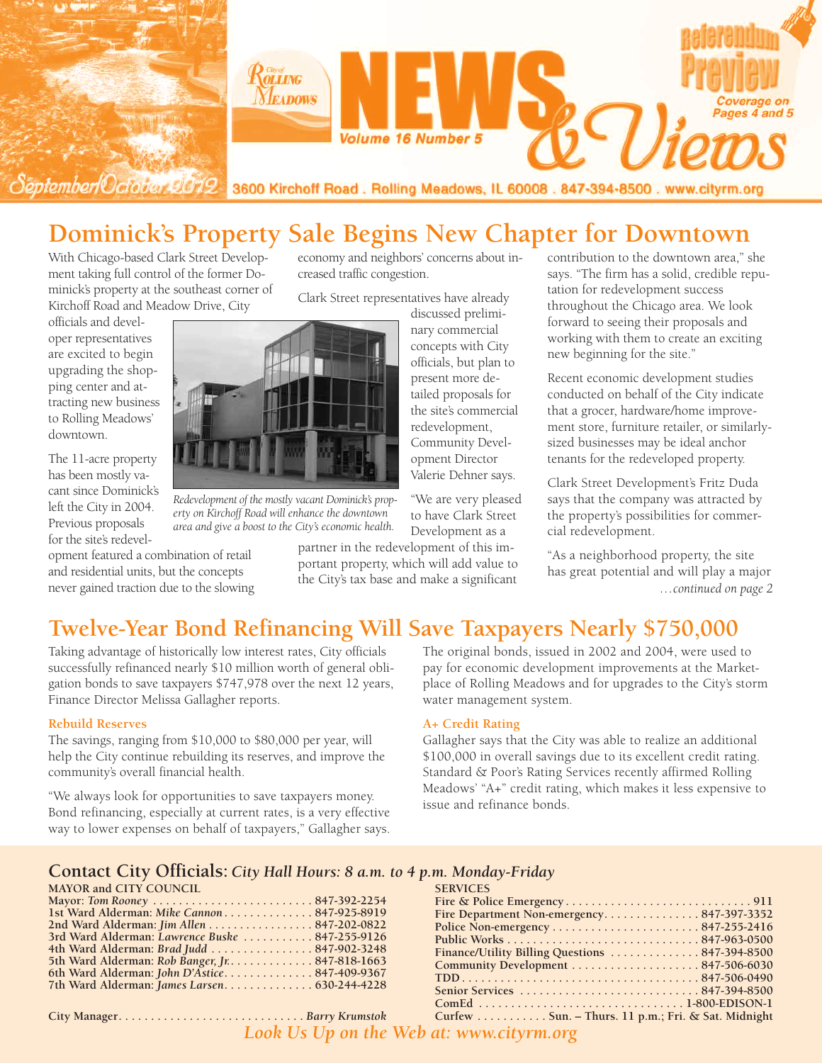# City of Rolling Meadows NEWS & Views

Volume 16 Number 5

September/October 2012

3600 Kirchoff Road . Rolling Meadows, IL 60008 . 847-394-8500 . www.cityrm.org

**Referendum Preview** — Coverage on Pages 4 and 5

## Dominick's Property Sale Begins New Chapter for Downtown

With Chicago-based Clark Street Development taking full control of the former Dominick's property at the southeast corner of Kirchoff Road and Meadow Drive, City officials and developer representatives are excited to begin upgrading the shopping center and attracting new business to Rolling Meadows' downtown.

The 11-acre property has been mostly vacant since Dominick's left the City in 2004. Previous proposals for the site's redevelopment featured a combination of retail and residential units, but the concepts never gained traction due to the slowing economy and neighbors' concerns about increased traffic congestion.

*Redevelopment of the mostly vacant Dominick's property on Kirchoff Road will enhance the downtown area and give a boost to the City's economic health.*

Clark Street representatives have already discussed preliminary commercial concepts with City officials, but plan to present more detailed proposals for the site's commercial redevelopment, Community Development Director Valerie Dehner says.

"We are very pleased to have Clark Street Development as a partner in the redevelopment of this important property, which will add value to the City's tax base and make a significant contribution to the downtown area," she says. "The firm has a solid, credible reputation for redevelopment success throughout the Chicago area. We look forward to seeing their proposals and working with them to create an exciting new beginning for the site."

Recent economic development studies conducted on behalf of the City indicate that a grocer, hardware/home improvement store, furniture retailer, or similarly-sized businesses may be ideal anchor tenants for the redeveloped property.

Clark Street Development's Fritz Duda says that the company was attracted by the property's possibilities for commercial redevelopment.

"As a neighborhood property, the site has great potential and will play a major

*…continued on page 2*

## Twelve-Year Bond Refinancing Will Save Taxpayers Nearly $750,000

Taking advantage of historically low interest rates, City officials successfully refinanced nearly $10 million worth of general obligation bonds to save taxpayers $747,978 over the next 12 years, Finance Director Melissa Gallagher reports.

### Rebuild Reserves

The savings, ranging from $10,000 to $80,000 per year, will help the City continue rebuilding its reserves, and improve the community's overall financial health.

"We always look for opportunities to save taxpayers money. Bond refinancing, especially at current rates, is a very effective way to lower expenses on behalf of taxpayers," Gallagher says.

The original bonds, issued in 2002 and 2004, were used to pay for economic development improvements at the Marketplace of Rolling Meadows and for upgrades to the City's storm water management system.

### A+ Credit Rating

Gallagher says that the City was able to realize an additional $100,000 in overall savings due to its excellent credit rating. Standard & Poor's Rating Services recently affirmed Rolling Meadows' "A+" credit rating, which makes it less expensive to issue and refinance bonds.

## Contact City Officials: *City Hall Hours: 8 a.m. to 4 p.m. Monday-Friday*

**MAYOR and CITY COUNCIL**

| | |
|---|---|
| Mayor: *Tom Rooney* | 847-392-2254 |
| 1st Ward Alderman: *Mike Cannon* | 847-925-8919 |
| 2nd Ward Alderman: *Jim Allen* | 847-202-0822 |
| 3rd Ward Alderman: *Lawrence Buske* | 847-255-9126 |
| 4th Ward Alderman: *Brad Judd* | 847-902-3248 |
| 5th Ward Alderman: *Rob Banger, Jr.* | 847-818-1663 |
| 6th Ward Alderman: *John D'Astice* | 847-409-9367 |
| 7th Ward Alderman: *James Larsen* | 630-244-4228 |
| City Manager | *Barry Krumstok* |

**SERVICES**

| | |
|---|---|
| Fire & Police Emergency | 911 |
| Fire Department Non-emergency | 847-397-3352 |
| Police Non-emergency | 847-255-2416 |
| Public Works | 847-963-0500 |
| Finance/Utility Billing Questions | 847-394-8500 |
| Community Development | 847-506-6030 |
| TDD | 847-506-0490 |
| Senior Services | 847-394-8500 |
| ComEd | 1-800-EDISON-1 |
| Curfew | Sun. – Thurs. 11 p.m.; Fri. & Sat. Midnight |

*Look Us Up on the Web at: www.cityrm.org*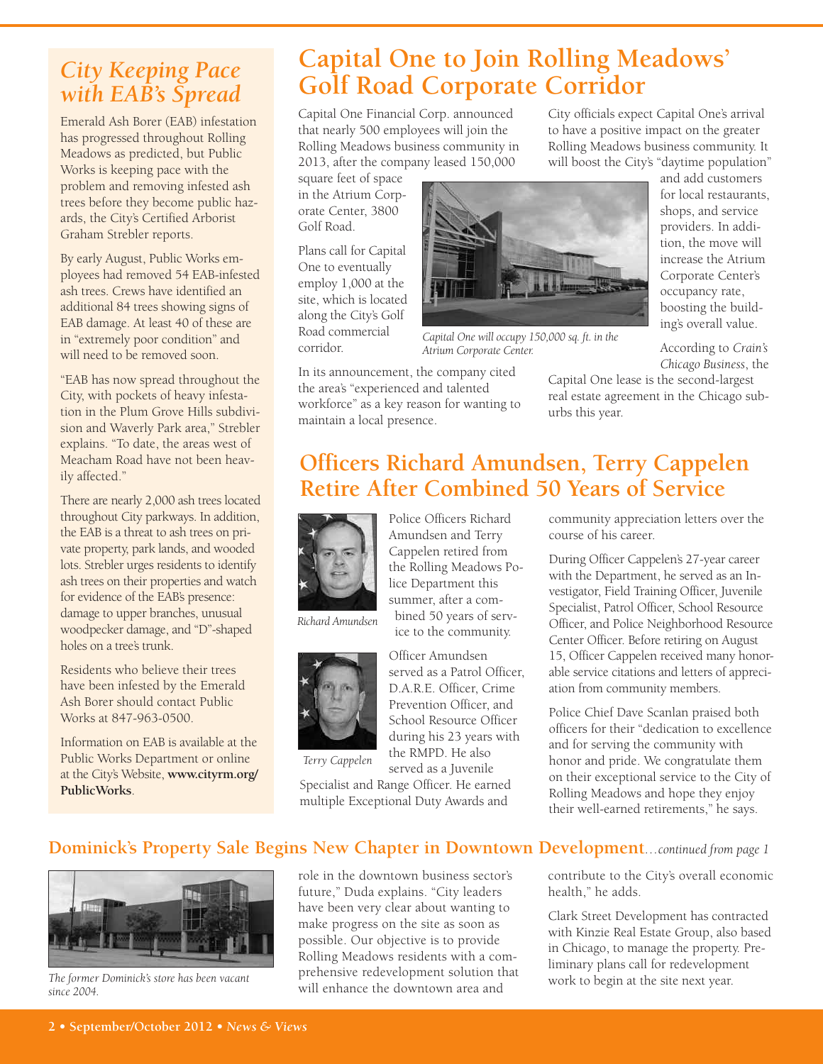## City Keeping Pace with EAB's Spread

Emerald Ash Borer (EAB) infestation has progressed throughout Rolling Meadows as predicted, but Public Works is keeping pace with the problem and removing infested ash trees before they become public hazards, the City's Certified Arborist Graham Strebler reports.

By early August, Public Works employees had removed 54 EAB-infested ash trees. Crews have identified an additional 84 trees showing signs of EAB damage. At least 40 of these are in "extremely poor condition" and will need to be removed soon.

"EAB has now spread throughout the City, with pockets of heavy infestation in the Plum Grove Hills subdivision and Waverly Park area," Strebler explains. "To date, the areas west of Meacham Road have not been heavily affected."

There are nearly 2,000 ash trees located throughout City parkways. In addition, the EAB is a threat to ash trees on private property, park lands, and wooded lots. Strebler urges residents to identify ash trees on their properties and watch for evidence of the EAB's presence: damage to upper branches, unusual woodpecker damage, and "D"-shaped holes on a tree's trunk.

Residents who believe their trees have been infested by the Emerald Ash Borer should contact Public Works at 847-963-0500.

Information on EAB is available at the Public Works Department or online at the City's Website, **www.cityrm.org/PublicWorks**.

## Capital One to Join Rolling Meadows' Golf Road Corporate Corridor

Capital One Financial Corp. announced that nearly 500 employees will join the Rolling Meadows business community in 2013, after the company leased 150,000 square feet of space in the Atrium Corporate Center, 3800 Golf Road.

Plans call for Capital One to eventually employ 1,000 at the site, which is located along the City's Golf Road commercial corridor.

*Capital One will occupy 150,000 sq. ft. in the Atrium Corporate Center.*

In its announcement, the company cited the area's "experienced and talented workforce" as a key reason for wanting to maintain a local presence.

City officials expect Capital One's arrival to have a positive impact on the greater Rolling Meadows business community. It will boost the City's "daytime population" and add customers for local restaurants, shops, and service providers. In addition, the move will increase the Atrium Corporate Center's occupancy rate, boosting the building's overall value.

According to *Crain's Chicago Business*, the Capital One lease is the second-largest real estate agreement in the Chicago suburbs this year.

## Officers Richard Amundsen, Terry Cappelen Retire After Combined 50 Years of Service

*Richard Amundsen*

*Terry Cappelen*

Police Officers Richard Amundsen and Terry Cappelen retired from the Rolling Meadows Police Department this summer, after a combined 50 years of service to the community.

Officer Amundsen served as a Patrol Officer, D.A.R.E. Officer, Crime Prevention Officer, and School Resource Officer during his 23 years with the RMPD. He also served as a Juvenile Specialist and Range Officer. He earned multiple Exceptional Duty Awards and community appreciation letters over the course of his career.

During Officer Cappelen's 27-year career with the Department, he served as an Investigator, Field Training Officer, Juvenile Specialist, Patrol Officer, School Resource Officer, and Police Neighborhood Resource Center Officer. Before retiring on August 15, Officer Cappelen received many honorable service citations and letters of appreciation from community members.

Police Chief Dave Scanlan praised both officers for their "dedication to excellence and for serving the community with honor and pride. We congratulate them on their exceptional service to the City of Rolling Meadows and hope they enjoy their well-earned retirements," he says.

## Dominick's Property Sale Begins New Chapter in Downtown Development*...continued from page 1*

*The former Dominick's store has been vacant since 2004.*

role in the downtown business sector's future," Duda explains. "City leaders have been very clear about wanting to make progress on the site as soon as possible. Our objective is to provide Rolling Meadows residents with a comprehensive redevelopment solution that will enhance the downtown area and contribute to the City's overall economic health," he adds.

Clark Street Development has contracted with Kinzie Real Estate Group, also based in Chicago, to manage the property. Preliminary plans call for redevelopment work to begin at the site next year.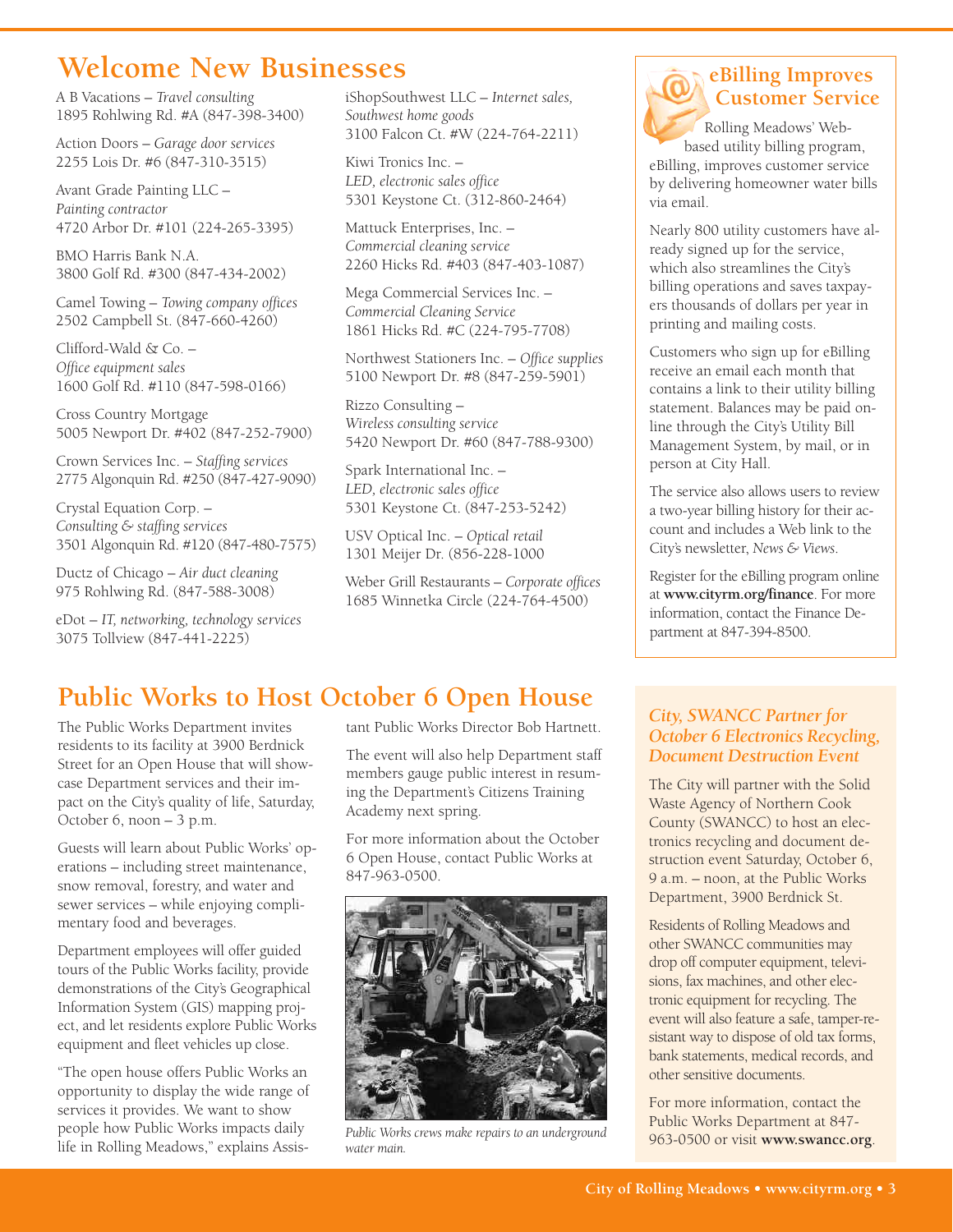# Welcome New Businesses

A B Vacations – *Travel consulting*
1895 Rohlwing Rd. #A (847-398-3400)

Action Doors – *Garage door services*
2255 Lois Dr. #6 (847-310-3515)

Avant Grade Painting LLC – *Painting contractor*
4720 Arbor Dr. #101 (224-265-3395)

BMO Harris Bank N.A.
3800 Golf Rd. #300 (847-434-2002)

Camel Towing – *Towing company offices*
2502 Campbell St. (847-660-4260)

Clifford-Wald & Co. – *Office equipment sales*
1600 Golf Rd. #110 (847-598-0166)

Cross Country Mortgage
5005 Newport Dr. #402 (847-252-7900)

Crown Services Inc. – *Staffing services*
2775 Algonquin Rd. #250 (847-427-9090)

Crystal Equation Corp. – *Consulting & staffing services*
3501 Algonquin Rd. #120 (847-480-7575)

Ductz of Chicago – *Air duct cleaning*
975 Rohlwing Rd. (847-588-3008)

eDot – *IT, networking, technology services*
3075 Tollview (847-441-2225)

iShopSouthwest LLC – *Internet sales, Southwest home goods*
3100 Falcon Ct. #W (224-764-2211)

Kiwi Tronics Inc. – *LED, electronic sales office*
5301 Keystone Ct. (312-860-2464)

Mattuck Enterprises, Inc. – *Commercial cleaning service*
2260 Hicks Rd. #403 (847-403-1087)

Mega Commercial Services Inc. – *Commercial Cleaning Service*
1861 Hicks Rd. #C (224-795-7708)

Northwest Stationers Inc. – *Office supplies*
5100 Newport Dr. #8 (847-259-5901)

Rizzo Consulting – *Wireless consulting service*
5420 Newport Dr. #60 (847-788-9300)

Spark International Inc. – *LED, electronic sales office*
5301 Keystone Ct. (847-253-5242)

USV Optical Inc. – *Optical retail*
1301 Meijer Dr. (856-228-1000

Weber Grill Restaurants – *Corporate offices*
1685 Winnetka Circle (224-764-4500)

## eBilling Improves Customer Service

Rolling Meadows' Web-based utility billing program, eBilling, improves customer service by delivering homeowner water bills via email.

Nearly 800 utility customers have already signed up for the service, which also streamlines the City's billing operations and saves taxpayers thousands of dollars per year in printing and mailing costs.

Customers who sign up for eBilling receive an email each month that contains a link to their utility billing statement. Balances may be paid online through the City's Utility Bill Management System, by mail, or in person at City Hall.

The service also allows users to review a two-year billing history for their account and includes a Web link to the City's newsletter, *News & Views*.

Register for the eBilling program online at **www.cityrm.org/finance**. For more information, contact the Finance Department at 847-394-8500.

# Public Works to Host October 6 Open House

The Public Works Department invites residents to its facility at 3900 Berdnick Street for an Open House that will showcase Department services and their impact on the City's quality of life, Saturday, October 6, noon – 3 p.m.

Guests will learn about Public Works' operations – including street maintenance, snow removal, forestry, and water and sewer services – while enjoying complimentary food and beverages.

Department employees will offer guided tours of the Public Works facility, provide demonstrations of the City's Geographical Information System (GIS) mapping project, and let residents explore Public Works equipment and fleet vehicles up close.

"The open house offers Public Works an opportunity to display the wide range of services it provides. We want to show people how Public Works impacts daily life in Rolling Meadows," explains Assistant Public Works Director Bob Hartnett.

The event will also help Department staff members gauge public interest in resuming the Department's Citizens Training Academy next spring.

For more information about the October 6 Open House, contact Public Works at 847-963-0500.

*Public Works crews make repairs to an underground water main.*

## *City, SWANCC Partner for October 6 Electronics Recycling, Document Destruction Event*

The City will partner with the Solid Waste Agency of Northern Cook County (SWANCC) to host an electronics recycling and document destruction event Saturday, October 6, 9 a.m. – noon, at the Public Works Department, 3900 Berdnick St.

Residents of Rolling Meadows and other SWANCC communities may drop off computer equipment, televisions, fax machines, and other electronic equipment for recycling. The event will also feature a safe, tamper-resistant way to dispose of old tax forms, bank statements, medical records, and other sensitive documents.

For more information, contact the Public Works Department at 847-963-0500 or visit **www.swancc.org**.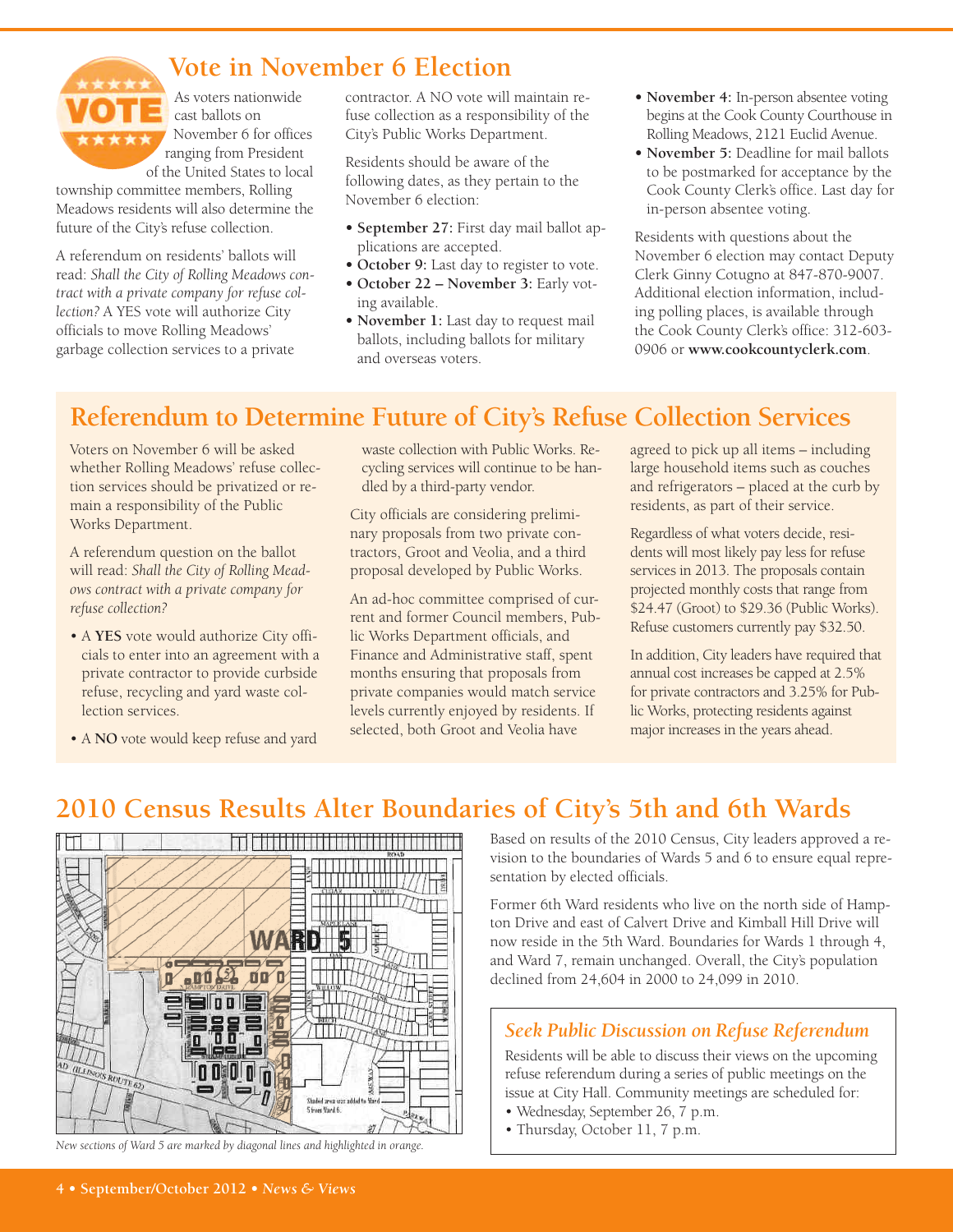## Vote in November 6 Election

As voters nationwide cast ballots on November 6 for offices ranging from President of the United States to local township committee members, Rolling Meadows residents will also determine the future of the City's refuse collection.

A referendum on residents' ballots will read: *Shall the City of Rolling Meadows contract with a private company for refuse collection?* A YES vote will authorize City officials to move Rolling Meadows' garbage collection services to a private contractor. A NO vote will maintain refuse collection as a responsibility of the City's Public Works Department.

Residents should be aware of the following dates, as they pertain to the November 6 election:

- **September 27:** First day mail ballot applications are accepted.
- **October 9:** Last day to register to vote.
- **October 22 – November 3:** Early voting available.
- **November 1:** Last day to request mail ballots, including ballots for military and overseas voters.
- **November 4:** In-person absentee voting begins at the Cook County Courthouse in Rolling Meadows, 2121 Euclid Avenue.
- **November 5:** Deadline for mail ballots to be postmarked for acceptance by the Cook County Clerk's office. Last day for in-person absentee voting.

Residents with questions about the November 6 election may contact Deputy Clerk Ginny Cotugno at 847-870-9007. Additional election information, including polling places, is available through the Cook County Clerk's office: 312-603-0906 or **www.cookcountyclerk.com**.

## Referendum to Determine Future of City's Refuse Collection Services

Voters on November 6 will be asked whether Rolling Meadows' refuse collection services should be privatized or remain a responsibility of the Public Works Department.

A referendum question on the ballot will read: *Shall the City of Rolling Meadows contract with a private company for refuse collection?*

- A **YES** vote would authorize City officials to enter into an agreement with a private contractor to provide curbside refuse, recycling and yard waste collection services.
- A **NO** vote would keep refuse and yard waste collection with Public Works. Recycling services will continue to be handled by a third-party vendor.

City officials are considering preliminary proposals from two private contractors, Groot and Veolia, and a third proposal developed by Public Works.

An ad-hoc committee comprised of current and former Council members, Public Works Department officials, and Finance and Administrative staff, spent months ensuring that proposals from private companies would match service levels currently enjoyed by residents. If selected, both Groot and Veolia have agreed to pick up all items – including large household items such as couches and refrigerators – placed at the curb by residents, as part of their service.

Regardless of what voters decide, residents will most likely pay less for refuse services in 2013. The proposals contain projected monthly costs that range from $24.47 (Groot) to $29.36 (Public Works). Refuse customers currently pay $32.50.

In addition, City leaders have required that annual cost increases be capped at 2.5% for private contractors and 3.25% for Public Works, protecting residents against major increases in the years ahead.

## 2010 Census Results Alter Boundaries of City's 5th and 6th Wards

*New sections of Ward 5 are marked by diagonal lines and highlighted in orange.*

Based on results of the 2010 Census, City leaders approved a revision to the boundaries of Wards 5 and 6 to ensure equal representation by elected officials.

Former 6th Ward residents who live on the north side of Hampton Drive and east of Calvert Drive and Kimball Hill Drive will now reside in the 5th Ward. Boundaries for Wards 1 through 4, and Ward 7, remain unchanged. Overall, the City's population declined from 24,604 in 2000 to 24,099 in 2010.

### *Seek Public Discussion on Refuse Referendum*

Residents will be able to discuss their views on the upcoming refuse referendum during a series of public meetings on the issue at City Hall. Community meetings are scheduled for:

- Wednesday, September 26, 7 p.m.
- Thursday, October 11, 7 p.m.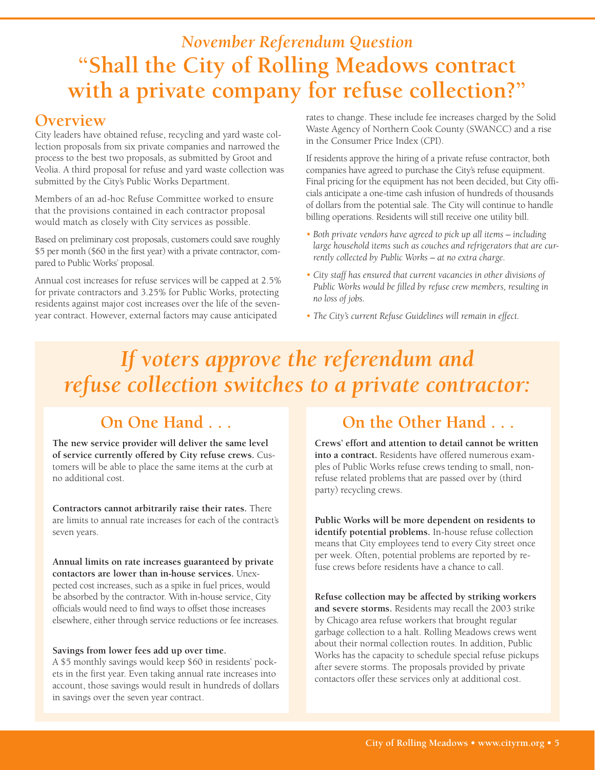## *November Referendum Question*

# "Shall the City of Rolling Meadows contract with a private company for refuse collection?"

## Overview

City leaders have obtained refuse, recycling and yard waste collection proposals from six private companies and narrowed the process to the best two proposals, as submitted by Groot and Veolia. A third proposal for refuse and yard waste collection was submitted by the City's Public Works Department.

Members of an ad-hoc Refuse Committee worked to ensure that the provisions contained in each contractor proposal would match as closely with City services as possible.

Based on preliminary cost proposals, customers could save roughly $5 per month ($60 in the first year) with a private contractor, compared to Public Works' proposal.

Annual cost increases for refuse services will be capped at 2.5% for private contractors and 3.25% for Public Works, protecting residents against major cost increases over the life of the seven-year contract. However, external factors may cause anticipated rates to change. These include fee increases charged by the Solid Waste Agency of Northern Cook County (SWANCC) and a rise in the Consumer Price Index (CPI).

If residents approve the hiring of a private refuse contractor, both companies have agreed to purchase the City's refuse equipment. Final pricing for the equipment has not been decided, but City officials anticipate a one-time cash infusion of hundreds of thousands of dollars from the potential sale. The City will continue to handle billing operations. Residents will still receive one utility bill.

- *Both private vendors have agreed to pick up all items – including large household items such as couches and refrigerators that are currently collected by Public Works – at no extra charge.*
- *City staff has ensured that current vacancies in other divisions of Public Works would be filled by refuse crew members, resulting in no loss of jobs.*
- *The City's current Refuse Guidelines will remain in effect.*

# *If voters approve the referendum and refuse collection switches to a private contractor:*

## On One Hand . . .

**The new service provider will deliver the same level of service currently offered by City refuse crews.** Customers will be able to place the same items at the curb at no additional cost.

**Contractors cannot arbitrarily raise their rates.** There are limits to annual rate increases for each of the contract's seven years.

**Annual limits on rate increases guaranteed by private contactors are lower than in-house services.** Unexpected cost increases, such as a spike in fuel prices, would be absorbed by the contractor. With in-house service, City officials would need to find ways to offset those increases elsewhere, either through service reductions or fee increases.

**Savings from lower fees add up over time.** A $5 monthly savings would keep $60 in residents' pockets in the first year. Even taking annual rate increases into account, those savings would result in hundreds of dollars in savings over the seven year contract.

## On the Other Hand . . .

**Crews' effort and attention to detail cannot be written into a contract.** Residents have offered numerous examples of Public Works refuse crews tending to small, non-refuse related problems that are passed over by (third party) recycling crews.

**Public Works will be more dependent on residents to identify potential problems.** In-house refuse collection means that City employees tend to every City street once per week. Often, potential problems are reported by refuse crews before residents have a chance to call.

**Refuse collection may be affected by striking workers and severe storms.** Residents may recall the 2003 strike by Chicago area refuse workers that brought regular garbage collection to a halt. Rolling Meadows crews went about their normal collection routes. In addition, Public Works has the capacity to schedule special refuse pickups after severe storms. The proposals provided by private contactors offer these services only at additional cost.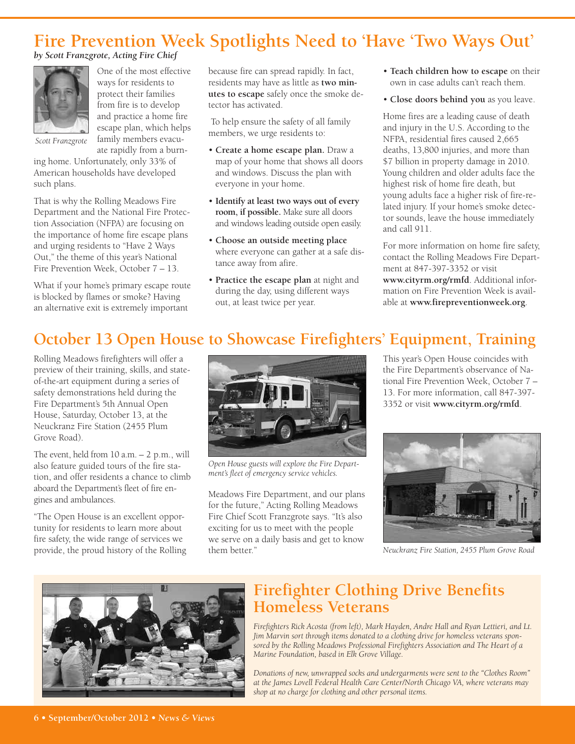# Fire Prevention Week Spotlights Need to 'Have 'Two Ways Out'

*by Scott Franzgrote, Acting Fire Chief*

*Scott Franzgrote*

One of the most effective ways for residents to protect their families from fire is to develop and practice a home fire escape plan, which helps family members evacuate rapidly from a burning home. Unfortunately, only 33% of American households have developed such plans.

That is why the Rolling Meadows Fire Department and the National Fire Protection Association (NFPA) are focusing on the importance of home fire escape plans and urging residents to "Have 2 Ways Out," the theme of this year's National Fire Prevention Week, October 7 – 13.

What if your home's primary escape route is blocked by flames or smoke? Having an alternative exit is extremely important because fire can spread rapidly. In fact, residents may have as little as **two minutes to escape** safely once the smoke detector has activated.

To help ensure the safety of all family members, we urge residents to:

- **Create a home escape plan.** Draw a map of your home that shows all doors and windows. Discuss the plan with everyone in your home.
- **Identify at least two ways out of every room, if possible.** Make sure all doors and windows leading outside open easily.
- **Choose an outside meeting place** where everyone can gather at a safe distance away from afire.
- **Practice the escape plan** at night and during the day, using different ways out, at least twice per year.
- **Teach children how to escape** on their own in case adults can't reach them.
- **Close doors behind you** as you leave.

Home fires are a leading cause of death and injury in the U.S. According to the NFPA, residential fires caused 2,665 deaths, 13,800 injuries, and more than $7 billion in property damage in 2010. Young children and older adults face the highest risk of home fire death, but young adults face a higher risk of fire-related injury. If your home's smoke detector sounds, leave the house immediately and call 911.

For more information on home fire safety, contact the Rolling Meadows Fire Department at 847-397-3352 or visit **www.cityrm.org/rmfd**. Additional information on Fire Prevention Week is available at **www.firepreventionweek.org**.

# October 13 Open House to Showcase Firefighters' Equipment, Training

Rolling Meadows firefighters will offer a preview of their training, skills, and state-of-the-art equipment during a series of safety demonstrations held during the Fire Department's 5th Annual Open House, Saturday, October 13, at the Neuckranz Fire Station (2455 Plum Grove Road).

The event, held from 10 a.m. – 2 p.m., will also feature guided tours of the fire station, and offer residents a chance to climb aboard the Department's fleet of fire engines and ambulances.

"The Open House is an excellent opportunity for residents to learn more about fire safety, the wide range of services we provide, the proud history of the Rolling Meadows Fire Department, and our plans for the future," Acting Rolling Meadows Fire Chief Scott Franzgrote says. "It's also exciting for us to meet with the people we serve on a daily basis and get to know them better."

*Open House guests will explore the Fire Department's fleet of emergency service vehicles.*

This year's Open House coincides with the Fire Department's observance of National Fire Prevention Week, October 7 – 13. For more information, call 847-397-3352 or visit **www.cityrm.org/rmfd**.

*Neuckranz Fire Station, 2455 Plum Grove Road*

# Firefighter Clothing Drive Benefits Homeless Veterans

*Firefighters Rick Acosta (from left), Mark Hayden, Andre Hall and Ryan Lettieri, and Lt. Jim Marvin sort through items donated to a clothing drive for homeless veterans sponsored by the Rolling Meadows Professional Firefighters Association and The Heart of a Marine Foundation, based in Elk Grove Village.*

*Donations of new, unwrapped socks and undergarments were sent to the "Clothes Room" at the James Lovell Federal Health Care Center/North Chicago VA, where veterans may shop at no charge for clothing and other personal items.*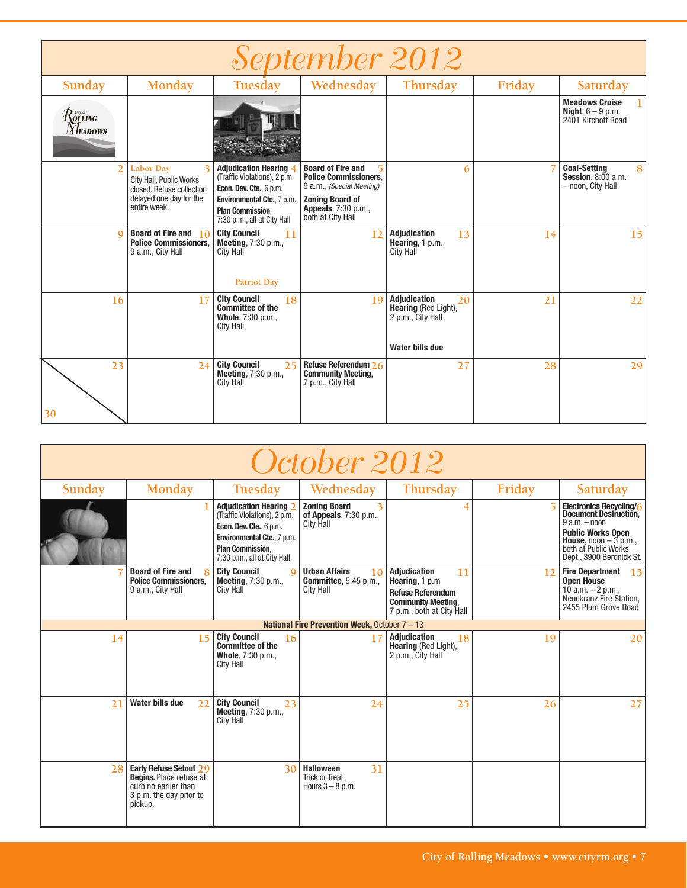# September 2012

| Sunday | Monday | Tuesday | Wednesday | Thursday | Friday | Saturday |
|---|---|---|---|---|---|---|
| | | | | | | 1 **Meadows Cruise Night**, 6 – 9 p.m. 2401 Kirchoff Road |
| 2 | 3 Labor Day City Hall, Public Works closed. Refuse collection delayed one day for the entire week. | 4 **Adjudication Hearing** (Traffic Violations), 2 p.m. **Econ. Dev. Cte.**, 6 p.m. **Environmental Cte.**, 7 p.m. **Plan Commission**, 7:30 p.m., all at City Hall | 5 **Board of Fire and Police Commissioners**, 9 a.m., *(Special Meeting)* **Zoning Board of Appeals**, 7:30 p.m., both at City Hall | 6 | 7 | 8 **Goal-Setting Session**, 8:00 a.m. – noon, City Hall |
| 9 | 10 **Board of Fire and Police Commissioners**, 9 a.m., City Hall | 11 **City Council Meeting**, 7:30 p.m., City Hall Patriot Day | 12 | 13 **Adjudication Hearing**, 1 p.m., City Hall | 14 | 15 |
| 16 | 17 | 18 **City Council Committee of the Whole**, 7:30 p.m., City Hall | 19 | 20 **Adjudication Hearing** (Red Light), 2 p.m., City Hall **Water bills due** | 21 | 22 |
| 23 / 30 | 24 | 25 **City Council Meeting**, 7:30 p.m., City Hall | 26 **Refuse Referendum Community Meeting**, 7 p.m., City Hall | 27 | 28 | 29 |

# October 2012

| Sunday | Monday | Tuesday | Wednesday | Thursday | Friday | Saturday |
|---|---|---|---|---|---|---|
| | 1 | 2 **Adjudication Hearing** (Traffic Violations), 2 p.m. **Econ. Dev. Cte.**, 6 p.m. **Environmental Cte.**, 7 p.m. **Plan Commission**, 7:30 p.m., all at City Hall | 3 **Zoning Board of Appeals**, 7:30 p.m., City Hall | 4 | 5 | 6 **Electronics Recycling/Document Destruction**, 9 a.m. – noon **Public Works Open House**, noon – 3 p.m., both at Public Works Dept., 3900 Berdnick St. |
| 7 | 8 **Board of Fire and Police Commissioners**, 9 a.m., City Hall | 9 **City Council Meeting**, 7:30 p.m., City Hall | 10 **Urban Affairs Committee**, 5:45 p.m., City Hall | 11 **Adjudication Hearing**, 1 p.m **Refuse Referendum Community Meeting**, 7 p.m., both at City Hall | 12 | 13 **Fire Department Open House** 10 a.m. – 2 p.m., Neuckranz Fire Station, 2455 Plum Grove Road |
| | | | **National Fire Prevention Week**, October 7 – 13 | | | |
| 14 | 15 | 16 **City Council Committee of the Whole**, 7:30 p.m., City Hall | 17 | 18 **Adjudication Hearing** (Red Light), 2 p.m., City Hall | 19 | 20 |
| 21 | 22 **Water bills due** | 23 **City Council Meeting**, 7:30 p.m., City Hall | 24 | 25 | 26 | 27 |
| 28 | 29 **Early Refuse Setout Begins.** Place refuse at curb no earlier than 3 p.m. the day prior to pickup. | 30 | 31 **Halloween** Trick or Treat Hours 3 – 8 p.m. | | | |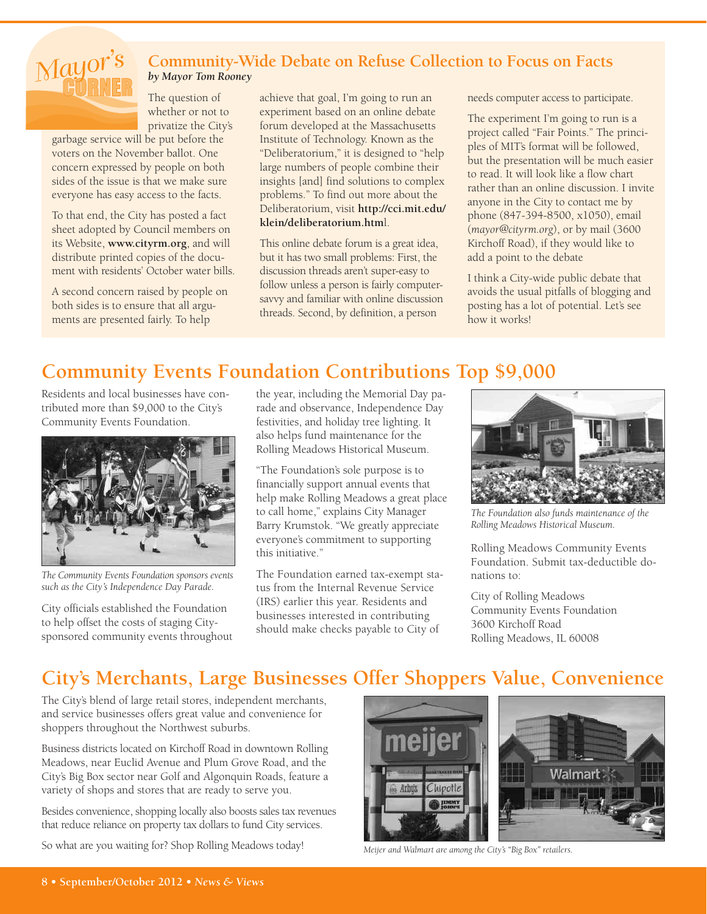Mayor's CORNER

## Community-Wide Debate on Refuse Collection to Focus on Facts

*by Mayor Tom Rooney*

The question of whether or not to privatize the City's garbage service will be put before the voters on the November ballot. One concern expressed by people on both sides of the issue is that we make sure everyone has easy access to the facts.

To that end, the City has posted a fact sheet adopted by Council members on its Website, **www.cityrm.org**, and will distribute printed copies of the document with residents' October water bills.

A second concern raised by people on both sides is to ensure that all arguments are presented fairly. To help achieve that goal, I'm going to run an experiment based on an online debate forum developed at the Massachusetts Institute of Technology. Known as the "Deliberatorium," it is designed to "help large numbers of people combine their insights [and] find solutions to complex problems." To find out more about the Deliberatorium, visit **http://cci.mit.edu/klein/deliberatorium.htm**l.

This online debate forum is a great idea, but it has two small problems: First, the discussion threads aren't super-easy to follow unless a person is fairly computer-savvy and familiar with online discussion threads. Second, by definition, a person needs computer access to participate.

The experiment I'm going to run is a project called "Fair Points." The principles of MIT's format will be followed, but the presentation will be much easier to read. It will look like a flow chart rather than an online discussion. I invite anyone in the City to contact me by phone (847-394-8500, x1050), email (*mayor@cityrm.org*), or by mail (3600 Kirchoff Road), if they would like to add a point to the debate

I think a City-wide public debate that avoids the usual pitfalls of blogging and posting has a lot of potential. Let's see how it works!

## Community Events Foundation Contributions Top $9,000

Residents and local businesses have contributed more than $9,000 to the City's Community Events Foundation.

*The Community Events Foundation sponsors events such as the City's Independence Day Parade.*

City officials established the Foundation to help offset the costs of staging City-sponsored community events throughout the year, including the Memorial Day parade and observance, Independence Day festivities, and holiday tree lighting. It also helps fund maintenance for the Rolling Meadows Historical Museum.

"The Foundation's sole purpose is to financially support annual events that help make Rolling Meadows a great place to call home," explains City Manager Barry Krumstok. "We greatly appreciate everyone's commitment to supporting this initiative."

The Foundation earned tax-exempt status from the Internal Revenue Service (IRS) earlier this year. Residents and businesses interested in contributing should make checks payable to City of Rolling Meadows Community Events Foundation. Submit tax-deductible donations to:

*The Foundation also funds maintenance of the Rolling Meadows Historical Museum.*

City of Rolling Meadows
Community Events Foundation
3600 Kirchoff Road
Rolling Meadows, IL 60008

## City's Merchants, Large Businesses Offer Shoppers Value, Convenience

The City's blend of large retail stores, independent merchants, and service businesses offers great value and convenience for shoppers throughout the Northwest suburbs.

Business districts located on Kirchoff Road in downtown Rolling Meadows, near Euclid Avenue and Plum Grove Road, and the City's Big Box sector near Golf and Algonquin Roads, feature a variety of shops and stores that are ready to serve you.

Besides convenience, shopping locally also boosts sales tax revenues that reduce reliance on property tax dollars to fund City services.

So what are you waiting for? Shop Rolling Meadows today!

*Meijer and Walmart are among the City's "Big Box" retailers.*